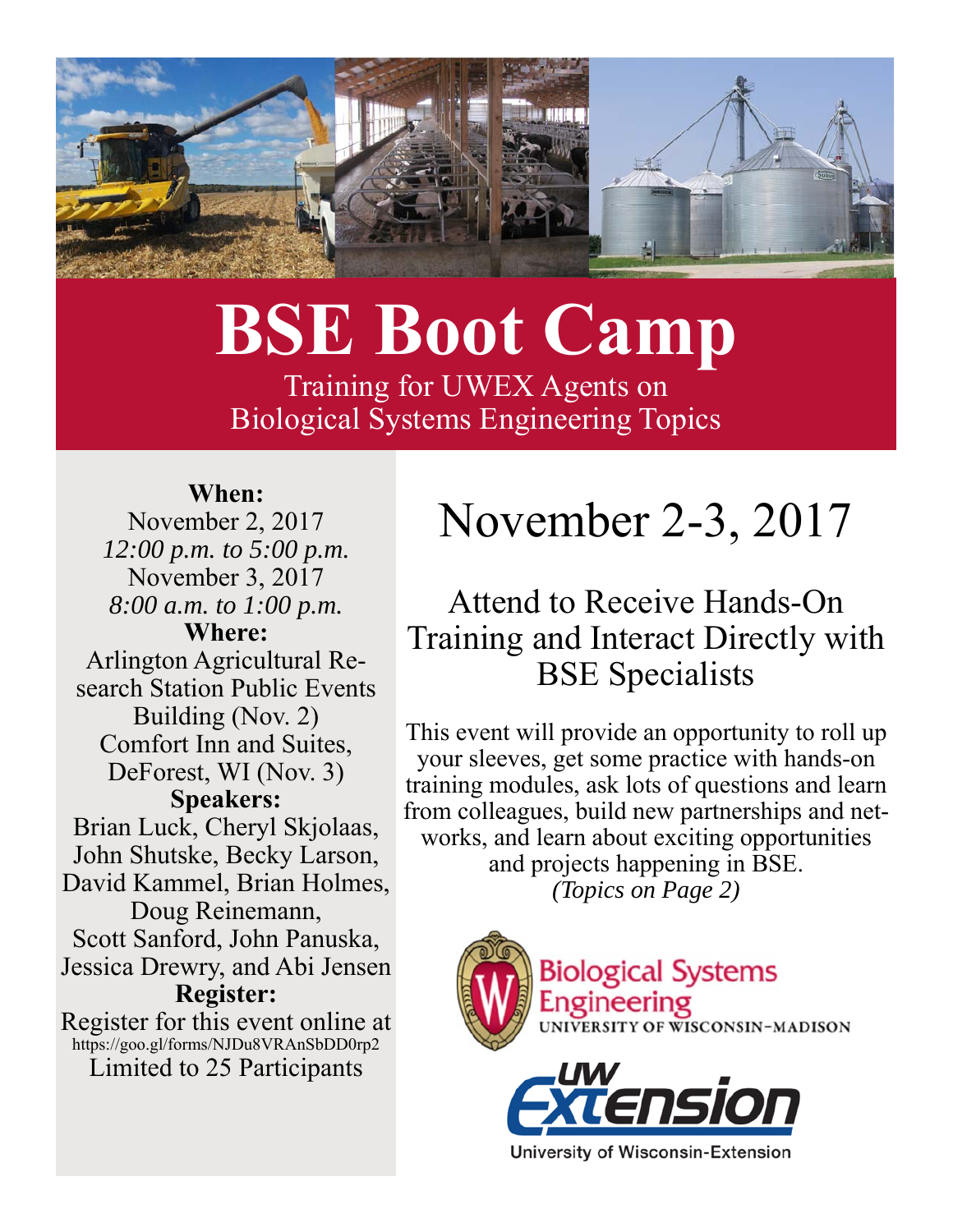# BSE Boot Camp

Training for UWEX Agents on
Biological Systems Engineering Topics

**When:**
November 2, 2017
*12:00 p.m. to 5:00 p.m.*
November 3, 2017
*8:00 a.m. to 1:00 p.m.*

**Where:**
Arlington Agricultural Research Station Public Events Building (Nov. 2)
Comfort Inn and Suites, DeForest, WI (Nov. 3)

**Speakers:**
Brian Luck, Cheryl Skjolaas, John Shutske, Becky Larson, David Kammel, Brian Holmes, Doug Reinemann, Scott Sanford, John Panuska, Jessica Drewry, and Abi Jensen

**Register:**
Register for this event online at
https://goo.gl/forms/NJDu8VRAnSbDD0rp2
Limited to 25 Participants

## November 2-3, 2017

### Attend to Receive Hands-On Training and Interact Directly with BSE Specialists

This event will provide an opportunity to roll up your sleeves, get some practice with hands-on training modules, ask lots of questions and learn from colleagues, build new partnerships and networks, and learn about exciting opportunities and projects happening in BSE.
*(Topics on Page 2)*

Biological Systems Engineering
UNIVERSITY OF WISCONSIN–MADISON

UW Extension
University of Wisconsin-Extension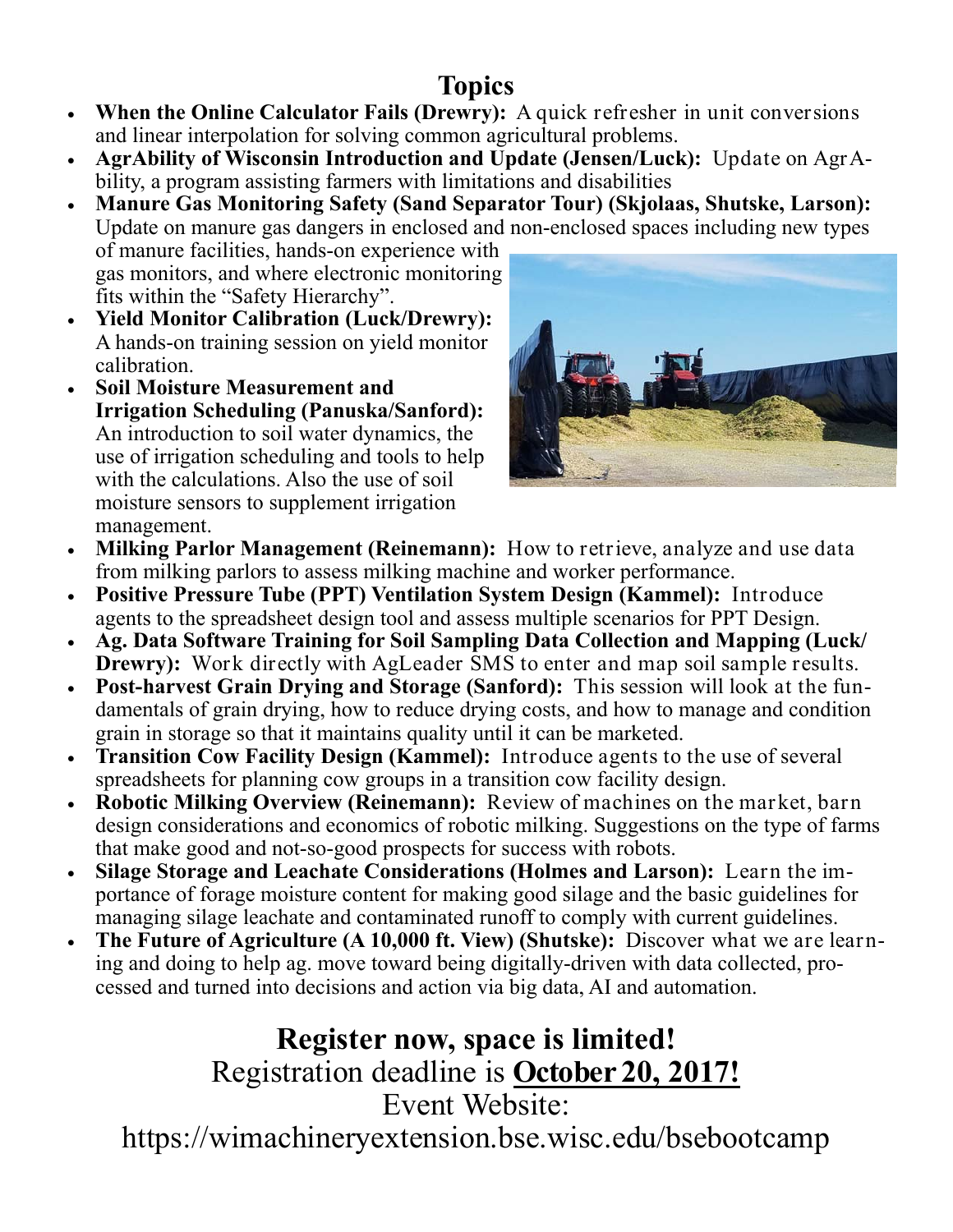## Topics

- **When the Online Calculator Fails (Drewry):** A quick refresher in unit conversions and linear interpolation for solving common agricultural problems.
- **AgrAbility of Wisconsin Introduction and Update (Jensen/Luck):** Update on AgrAbility, a program assisting farmers with limitations and disabilities
- **Manure Gas Monitoring Safety (Sand Separator Tour) (Skjolaas, Shutske, Larson):** Update on manure gas dangers in enclosed and non-enclosed spaces including new types of manure facilities, hands-on experience with gas monitors, and where electronic monitoring fits within the "Safety Hierarchy".
- **Yield Monitor Calibration (Luck/Drewry):** A hands-on training session on yield monitor calibration.
- **Soil Moisture Measurement and Irrigation Scheduling (Panuska/Sanford):** An introduction to soil water dynamics, the use of irrigation scheduling and tools to help with the calculations. Also the use of soil moisture sensors to supplement irrigation management.
- **Milking Parlor Management (Reinemann):** How to retrieve, analyze and use data from milking parlors to assess milking machine and worker performance.
- **Positive Pressure Tube (PPT) Ventilation System Design (Kammel):** Introduce agents to the spreadsheet design tool and assess multiple scenarios for PPT Design.
- **Ag. Data Software Training for Soil Sampling Data Collection and Mapping (Luck/Drewry):** Work directly with AgLeader SMS to enter and map soil sample results.
- **Post-harvest Grain Drying and Storage (Sanford):** This session will look at the fundamentals of grain drying, how to reduce drying costs, and how to manage and condition grain in storage so that it maintains quality until it can be marketed.
- **Transition Cow Facility Design (Kammel):** Introduce agents to the use of several spreadsheets for planning cow groups in a transition cow facility design.
- **Robotic Milking Overview (Reinemann):** Review of machines on the market, barn design considerations and economics of robotic milking. Suggestions on the type of farms that make good and not-so-good prospects for success with robots.
- **Silage Storage and Leachate Considerations (Holmes and Larson):** Learn the importance of forage moisture content for making good silage and the basic guidelines for managing silage leachate and contaminated runoff to comply with current guidelines.
- **The Future of Agriculture (A 10,000 ft. View) (Shutske):** Discover what we are learning and doing to help ag. move toward being digitally-driven with data collected, processed and turned into decisions and action via big data, AI and automation.

**Register now, space is limited!**

Registration deadline is **October 20, 2017!**

Event Website:

https://wimachineryextension.bse.wisc.edu/bsebootcamp